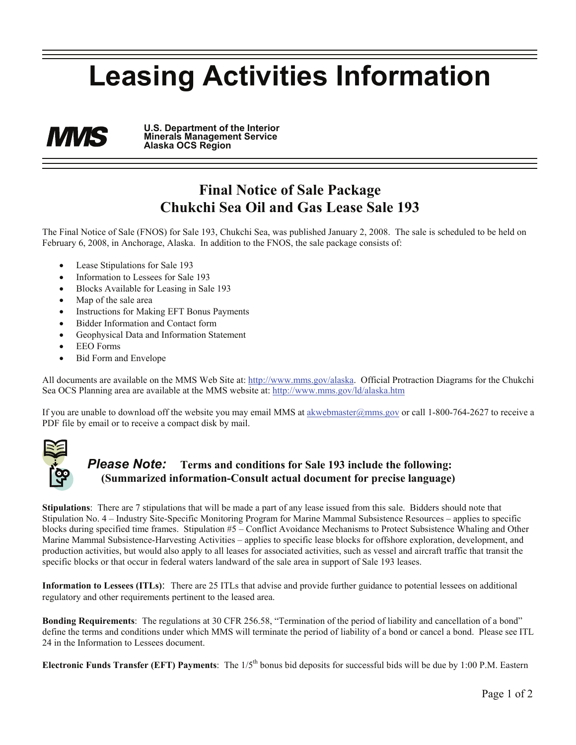# Leasing Activities Information

**MMS**

**U.S. Department of the Interior**
**Minerals Management Service**
**Alaska OCS Region**

## Final Notice of Sale Package
## Chukchi Sea Oil and Gas Lease Sale 193

The Final Notice of Sale (FNOS) for Sale 193, Chukchi Sea, was published January 2, 2008. The sale is scheduled to be held on February 6, 2008, in Anchorage, Alaska. In addition to the FNOS, the sale package consists of:

- Lease Stipulations for Sale 193
- Information to Lessees for Sale 193
- Blocks Available for Leasing in Sale 193
- Map of the sale area
- Instructions for Making EFT Bonus Payments
- Bidder Information and Contact form
- Geophysical Data and Information Statement
- EEO Forms
- Bid Form and Envelope

All documents are available on the MMS Web Site at: http://www.mms.gov/alaska. Official Protraction Diagrams for the Chukchi Sea OCS Planning area are available at the MMS website at: http://www.mms.gov/ld/alaska.htm

If you are unable to download off the website you may email MMS at akwebmaster@mms.gov or call 1-800-764-2627 to receive a PDF file by email or to receive a compact disk by mail.

***Please Note:*** **Terms and conditions for Sale 193 include the following: (Summarized information-Consult actual document for precise language)**

**Stipulations**: There are 7 stipulations that will be made a part of any lease issued from this sale. Bidders should note that Stipulation No. 4 – Industry Site-Specific Monitoring Program for Marine Mammal Subsistence Resources – applies to specific blocks during specified time frames. Stipulation #5 – Conflict Avoidance Mechanisms to Protect Subsistence Whaling and Other Marine Mammal Subsistence-Harvesting Activities – applies to specific lease blocks for offshore exploration, development, and production activities, but would also apply to all leases for associated activities, such as vessel and aircraft traffic that transit the specific blocks or that occur in federal waters landward of the sale area in support of Sale 193 leases.

**Information to Lessees (ITLs)**: There are 25 ITLs that advise and provide further guidance to potential lessees on additional regulatory and other requirements pertinent to the leased area.

**Bonding Requirements**: The regulations at 30 CFR 256.58, "Termination of the period of liability and cancellation of a bond" define the terms and conditions under which MMS will terminate the period of liability of a bond or cancel a bond. Please see ITL 24 in the Information to Lessees document.

**Electronic Funds Transfer (EFT) Payments**: The 1/5th bonus bid deposits for successful bids will be due by 1:00 P.M. Eastern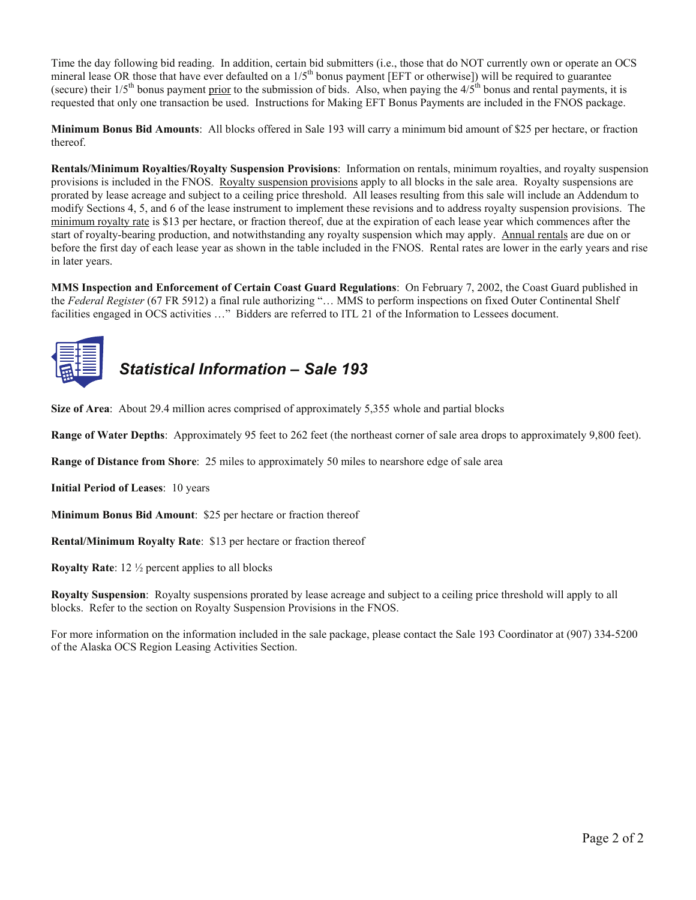Time the day following bid reading. In addition, certain bid submitters (i.e., those that do NOT currently own or operate an OCS mineral lease OR those that have ever defaulted on a 1/5[th] bonus payment [EFT or otherwise]) will be required to guarantee (secure) their 1/5[th] bonus payment prior to the submission of bids. Also, when paying the 4/5[th] bonus and rental payments, it is requested that only one transaction be used. Instructions for Making EFT Bonus Payments are included in the FNOS package.

**Minimum Bonus Bid Amounts**: All blocks offered in Sale 193 will carry a minimum bid amount of $25 per hectare, or fraction thereof.

**Rentals/Minimum Royalties/Royalty Suspension Provisions**: Information on rentals, minimum royalties, and royalty suspension provisions is included in the FNOS. Royalty suspension provisions apply to all blocks in the sale area. Royalty suspensions are prorated by lease acreage and subject to a ceiling price threshold. All leases resulting from this sale will include an Addendum to modify Sections 4, 5, and 6 of the lease instrument to implement these revisions and to address royalty suspension provisions. The minimum royalty rate is $13 per hectare, or fraction thereof, due at the expiration of each lease year which commences after the start of royalty-bearing production, and notwithstanding any royalty suspension which may apply. Annual rentals are due on or before the first day of each lease year as shown in the table included in the FNOS. Rental rates are lower in the early years and rise in later years.

**MMS Inspection and Enforcement of Certain Coast Guard Regulations**: On February 7, 2002, the Coast Guard published in the *Federal Register* (67 FR 5912) a final rule authorizing "… MMS to perform inspections on fixed Outer Continental Shelf facilities engaged in OCS activities …" Bidders are referred to ITL 21 of the Information to Lessees document.

## *Statistical Information – Sale 193*

**Size of Area**: About 29.4 million acres comprised of approximately 5,355 whole and partial blocks

**Range of Water Depths**: Approximately 95 feet to 262 feet (the northeast corner of sale area drops to approximately 9,800 feet).

**Range of Distance from Shore**: 25 miles to approximately 50 miles to nearshore edge of sale area

**Initial Period of Leases**: 10 years

**Minimum Bonus Bid Amount**: $25 per hectare or fraction thereof

**Rental/Minimum Royalty Rate**: $13 per hectare or fraction thereof

**Royalty Rate**: 12 ½ percent applies to all blocks

**Royalty Suspension**: Royalty suspensions prorated by lease acreage and subject to a ceiling price threshold will apply to all blocks. Refer to the section on Royalty Suspension Provisions in the FNOS.

For more information on the information included in the sale package, please contact the Sale 193 Coordinator at (907) 334-5200 of the Alaska OCS Region Leasing Activities Section.